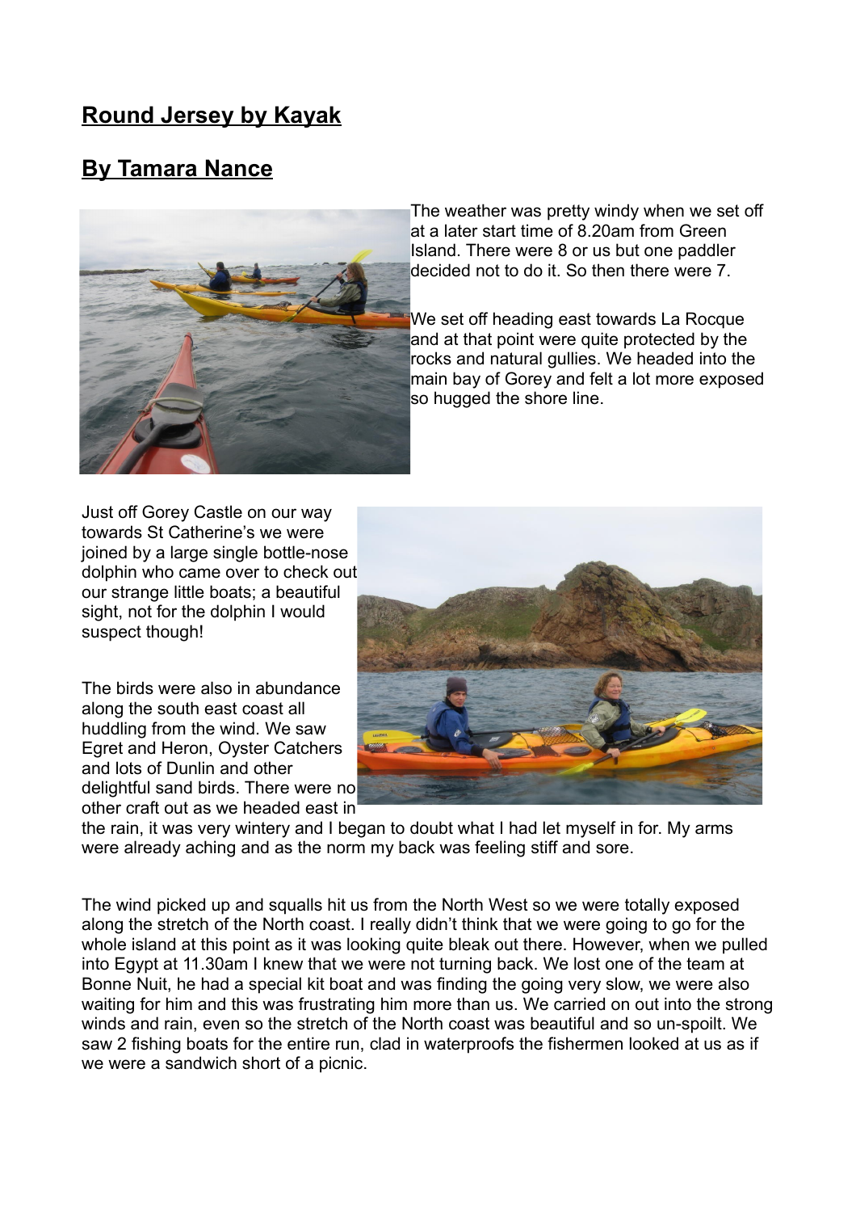# Round Jersey by Kayak

## By Tamara Nance

The weather was pretty windy when we set off at a later start time of 8.20am from Green Island. There were 8 of us but one paddler decided not to do it. So then there were 7.

We set off heading east towards La Rocque and at that point were quite protected by the rocks and natural gullies. We headed into the main bay of Gorey and felt a lot more exposed so hugged the shore line.

Just off Gorey Castle on our way towards St Catherine's we were joined by a large single bottle-nose dolphin who came over to check out our strange little boats; a beautiful sight, not for the dolphin I would suspect though!

The birds were also in abundance along the south east coast all huddling from the wind. We saw Egret and Heron, Oyster Catchers and lots of Dunlin and other delightful sand birds. There were no other craft out as we headed east in the rain, it was very wintery and I began to doubt what I had let myself in for. My arms were already aching and as the norm my back was feeling stiff and sore.

The wind picked up and squalls hit us from the North West so we were totally exposed along the stretch of the North coast. I really didn't think that we were going to go for the whole island at this point as it was looking quite bleak out there. However, when we pulled into Egypt at 11.30am I knew that we were not turning back. We lost one of the team at Bonne Nuit, he had a special kit boat and was finding the going very slow, we were also waiting for him and this was frustrating him more than us. We carried on out into the strong winds and rain, even so the stretch of the North coast was beautiful and so un-spoilt. We saw 2 fishing boats for the entire run, clad in waterproofs the fishermen looked at us as if we were a sandwich short of a picnic.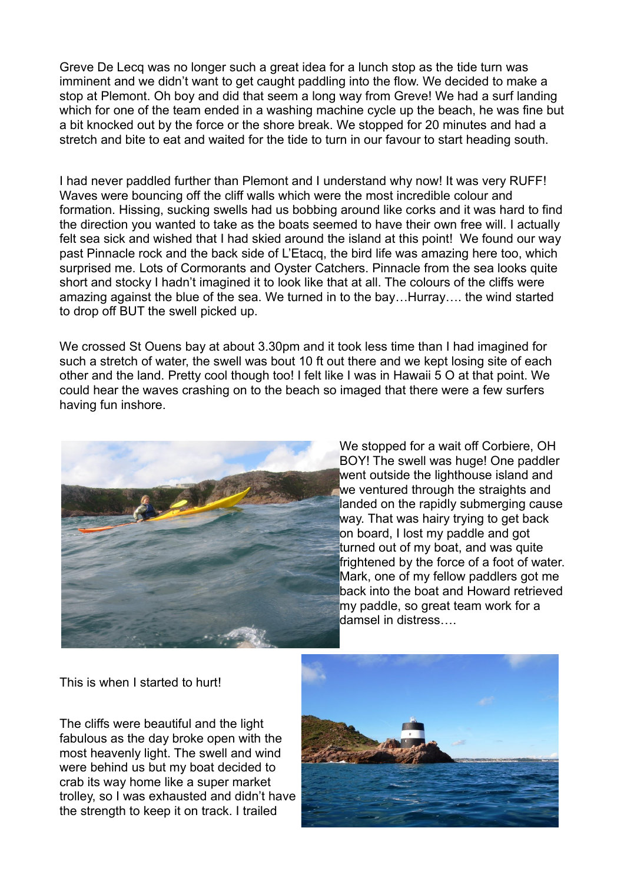Greve De Lecq was no longer such a great idea for a lunch stop as the tide turn was imminent and we didn't want to get caught paddling into the flow. We decided to make a stop at Plemont. Oh boy and did that seem a long way from Greve! We had a surf landing which for one of the team ended in a washing machine cycle up the beach, he was fine but a bit knocked out by the force or the shore break. We stopped for 20 minutes and had a stretch and bite to eat and waited for the tide to turn in our favour to start heading south.

I had never paddled further than Plemont and I understand why now! It was very RUFF! Waves were bouncing off the cliff walls which were the most incredible colour and formation. Hissing, sucking swells had us bobbing around like corks and it was hard to find the direction you wanted to take as the boats seemed to have their own free will. I actually felt sea sick and wished that I had skied around the island at this point! We found our way past Pinnacle rock and the back side of L'Etacq, the bird life was amazing here too, which surprised me. Lots of Cormorants and Oyster Catchers. Pinnacle from the sea looks quite short and stocky I hadn't imagined it to look like that at all. The colours of the cliffs were amazing against the blue of the sea. We turned in to the bay…Hurray…. the wind started to drop off BUT the swell picked up.

We crossed St Ouens bay at about 3.30pm and it took less time than I had imagined for such a stretch of water, the swell was bout 10 ft out there and we kept losing site of each other and the land. Pretty cool though too! I felt like I was in Hawaii 5 O at that point. We could hear the waves crashing on to the beach so imaged that there were a few surfers having fun inshore.

We stopped for a wait off Corbiere, OH BOY! The swell was huge! One paddler went outside the lighthouse island and we ventured through the straights and landed on the rapidly submerging cause way. That was hairy trying to get back on board, I lost my paddle and got turned out of my boat, and was quite frightened by the force of a foot of water. Mark, one of my fellow paddlers got me back into the boat and Howard retrieved my paddle, so great team work for a damsel in distress….

This is when I started to hurt!

The cliffs were beautiful and the light fabulous as the day broke open with the most heavenly light. The swell and wind were behind us but my boat decided to crab its way home like a super market trolley, so I was exhausted and didn't have the strength to keep it on track. I trailed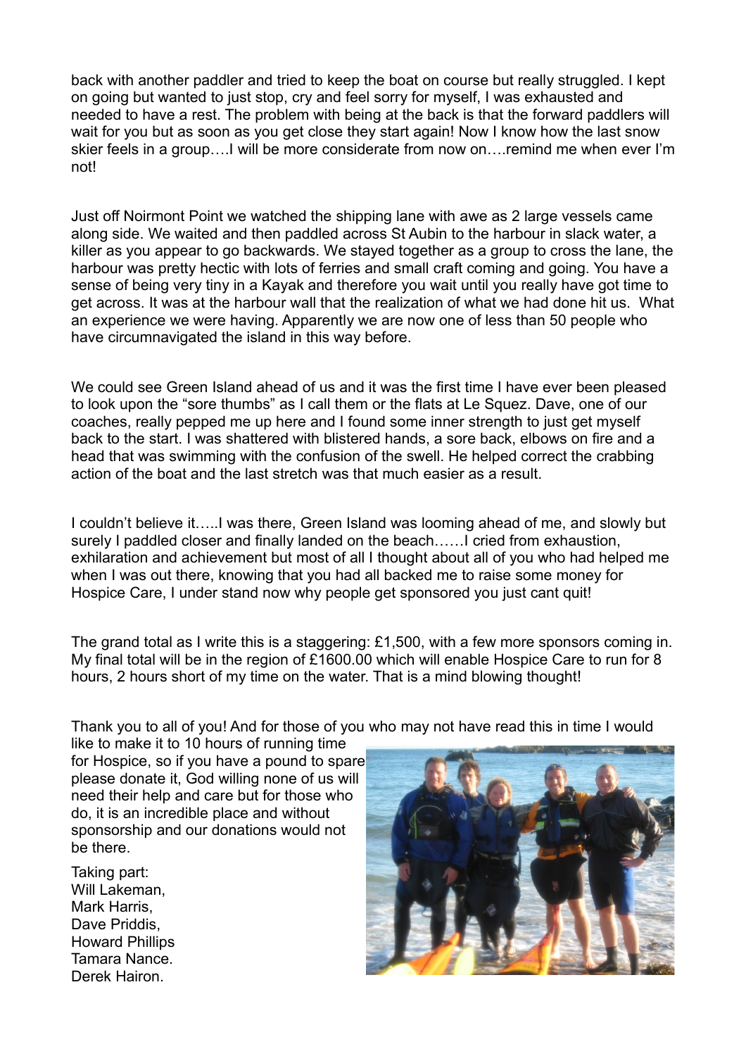back with another paddler and tried to keep the boat on course but really struggled. I kept on going but wanted to just stop, cry and feel sorry for myself, I was exhausted and needed to have a rest. The problem with being at the back is that the forward paddlers will wait for you but as soon as you get close they start again! Now I know how the last snow skier feels in a group….I will be more considerate from now on….remind me when ever I'm not!

Just off Noirmont Point we watched the shipping lane with awe as 2 large vessels came along side. We waited and then paddled across St Aubin to the harbour in slack water, a killer as you appear to go backwards. We stayed together as a group to cross the lane, the harbour was pretty hectic with lots of ferries and small craft coming and going. You have a sense of being very tiny in a Kayak and therefore you wait until you really have got time to get across. It was at the harbour wall that the realization of what we had done hit us. What an experience we were having. Apparently we are now one of less than 50 people who have circumnavigated the island in this way before.

We could see Green Island ahead of us and it was the first time I have ever been pleased to look upon the "sore thumbs" as I call them or the flats at Le Squez. Dave, one of our coaches, really pepped me up here and I found some inner strength to just get myself back to the start. I was shattered with blistered hands, a sore back, elbows on fire and a head that was swimming with the confusion of the swell. He helped correct the crabbing action of the boat and the last stretch was that much easier as a result.

I couldn't believe it…..I was there, Green Island was looming ahead of me, and slowly but surely I paddled closer and finally landed on the beach……I cried from exhaustion, exhilaration and achievement but most of all I thought about all of you who had helped me when I was out there, knowing that you had all backed me to raise some money for Hospice Care, I under stand now why people get sponsored you just cant quit!

The grand total as I write this is a staggering: £1,500, with a few more sponsors coming in. My final total will be in the region of £1600.00 which will enable Hospice Care to run for 8 hours, 2 hours short of my time on the water. That is a mind blowing thought!

Thank you to all of you! And for those of you who may not have read this in time I would like to make it to 10 hours of running time for Hospice, so if you have a pound to spare please donate it, God willing none of us will need their help and care but for those who do, it is an incredible place and without sponsorship and our donations would not be there.

Taking part:
Will Lakeman,
Mark Harris,
Dave Priddis,
Howard Phillips
Tamara Nance.
Derek Hairon.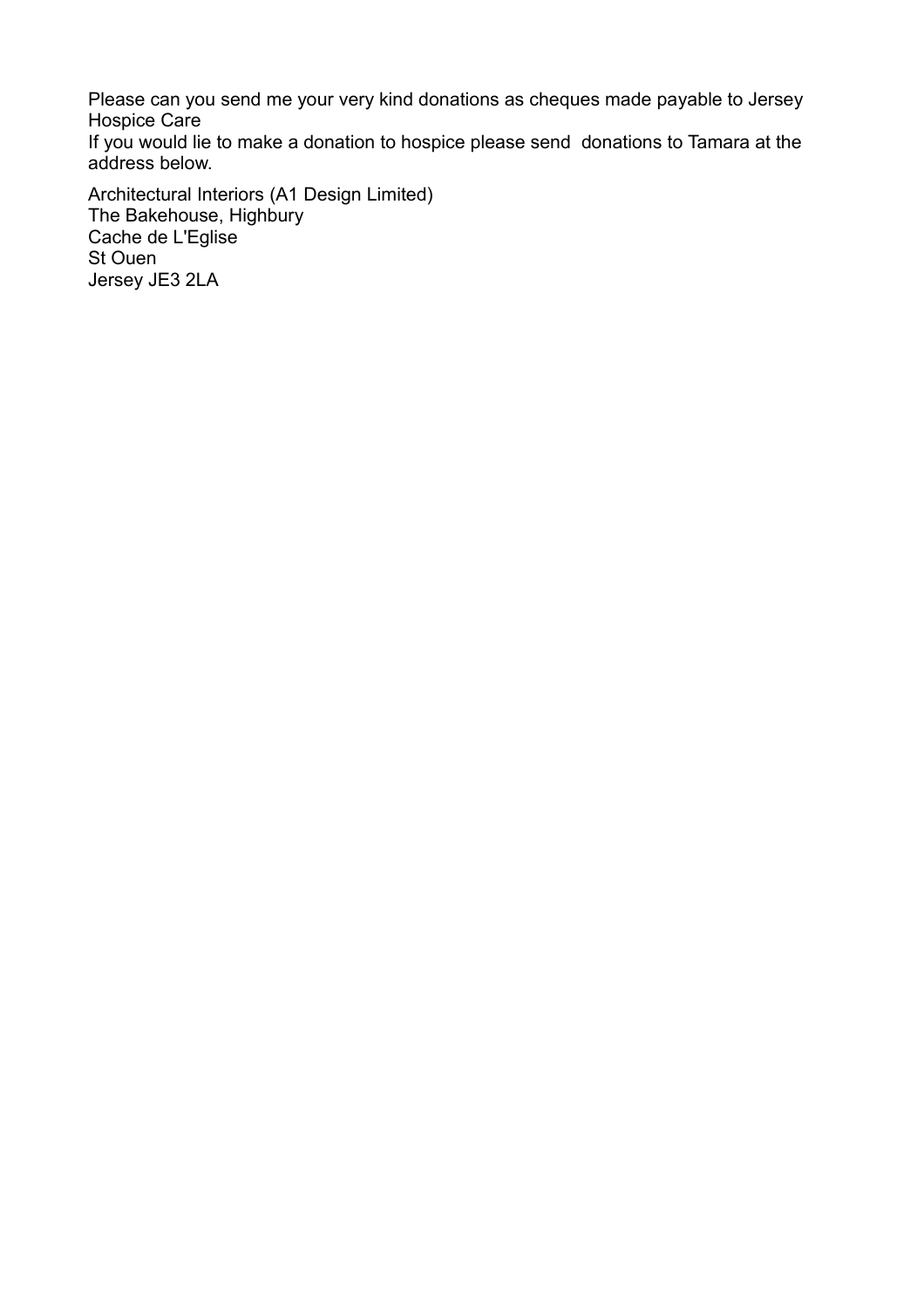Please can you send me your very kind donations as cheques made payable to Jersey Hospice Care
If you would lie to make a donation to hospice please send  donations to Tamara at the address below.

Architectural Interiors (A1 Design Limited)
The Bakehouse, Highbury
Cache de L'Eglise
St Ouen
Jersey JE3 2LA